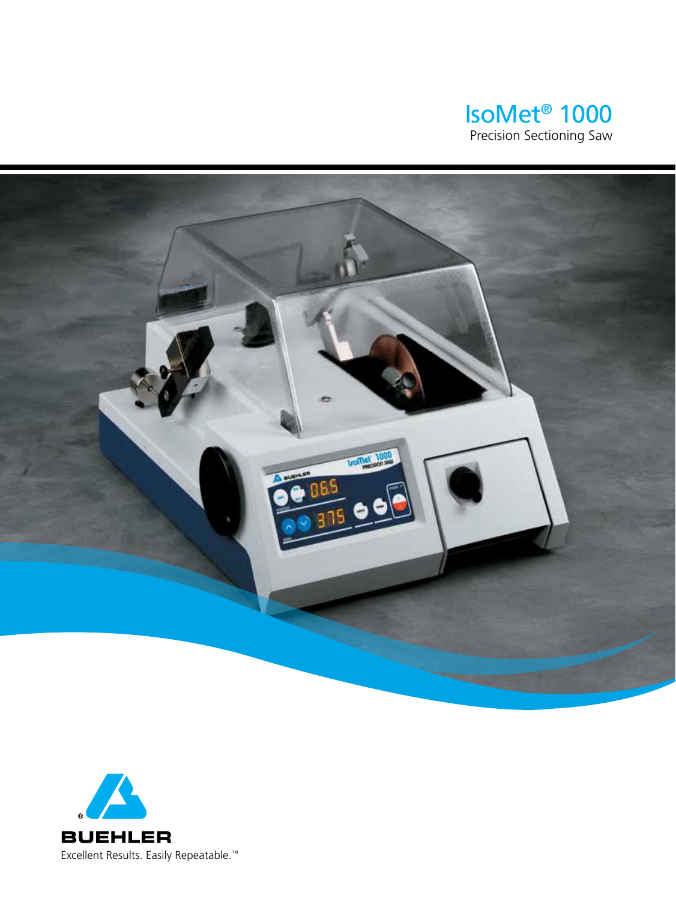# IsoMet® 1000

Precision Sectioning Saw

BUEHLER

Excellent Results. Easily Repeatable.™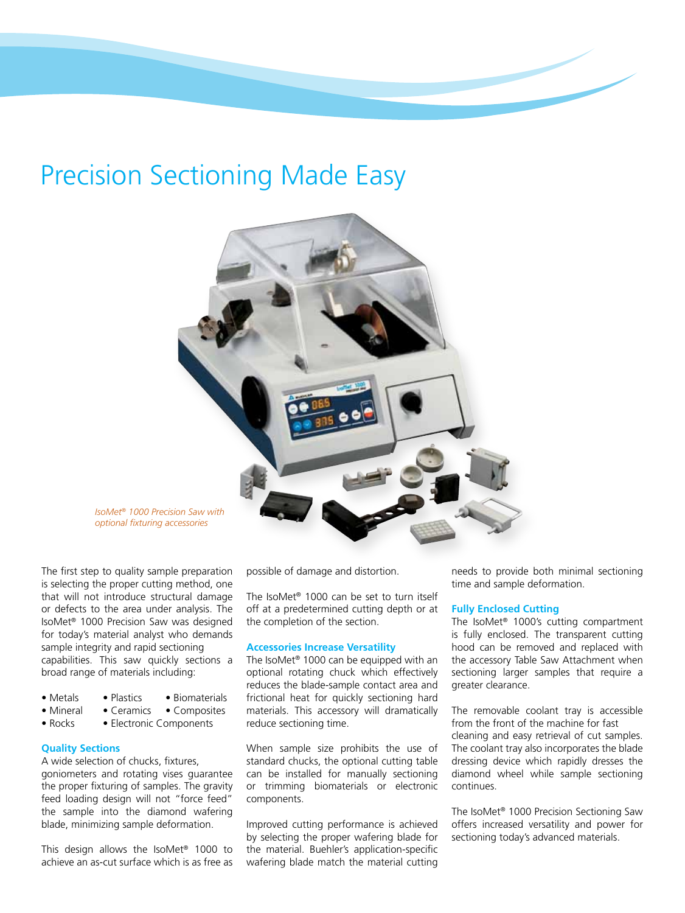# Precision Sectioning Made Easy

*IsoMet® 1000 Precision Saw with optional fixturing accessories*

The first step to quality sample preparation is selecting the proper cutting method, one that will not introduce structural damage or defects to the area under analysis. The IsoMet® 1000 Precision Saw was designed for today's material analyst who demands sample integrity and rapid sectioning capabilities. This saw quickly sections a broad range of materials including:

- Metals
- Mineral
- Rocks
- Plastics
- Ceramics
- Electronic Components
- Biomaterials
- Composites

### Quality Sections

A wide selection of chucks, fixtures, goniometers and rotating vises guarantee the proper fixturing of samples. The gravity feed loading design will not "force feed" the sample into the diamond wafering blade, minimizing sample deformation.

This design allows the IsoMet® 1000 to achieve an as-cut surface which is as free as possible of damage and distortion.

The IsoMet® 1000 can be set to turn itself off at a predetermined cutting depth or at the completion of the section.

### Accessories Increase Versatility

The IsoMet® 1000 can be equipped with an optional rotating chuck which effectively reduces the blade-sample contact area and frictional heat for quickly sectioning hard materials. This accessory will dramatically reduce sectioning time.

When sample size prohibits the use of standard chucks, the optional cutting table can be installed for manually sectioning or trimming biomaterials or electronic components.

Improved cutting performance is achieved by selecting the proper wafering blade for the material. Buehler's application-specific wafering blade match the material cutting needs to provide both minimal sectioning time and sample deformation.

### Fully Enclosed Cutting

The IsoMet® 1000's cutting compartment is fully enclosed. The transparent cutting hood can be removed and replaced with the accessory Table Saw Attachment when sectioning larger samples that require a greater clearance.

The removable coolant tray is accessible from the front of the machine for fast cleaning and easy retrieval of cut samples. The coolant tray also incorporates the blade dressing device which rapidly dresses the diamond wheel while sample sectioning continues.

The IsoMet® 1000 Precision Sectioning Saw offers increased versatility and power for sectioning today's advanced materials.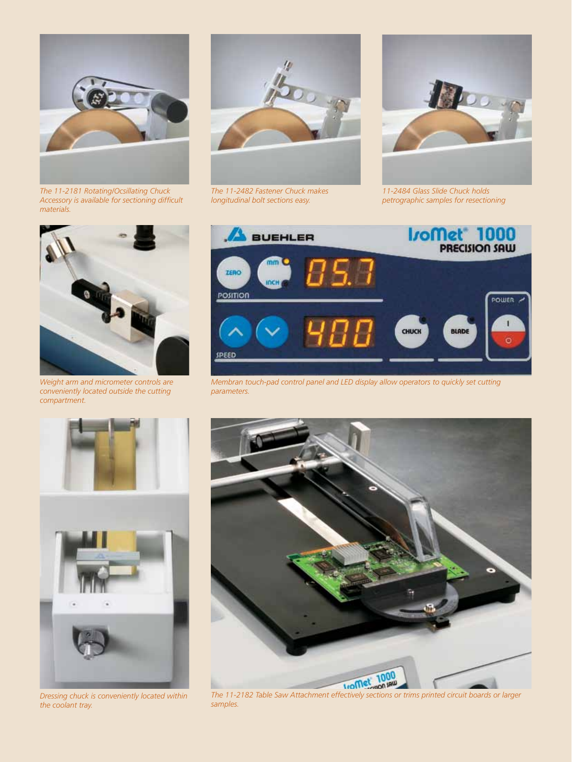*The 11-2181 Rotating/Ocsillating Chuck Accessory is available for sectioning difficult materials.*

*The 11-2482 Fastener Chuck makes longitudinal bolt sections easy.*

*11-2484 Glass Slide Chuck holds petrographic samples for resectioning*

*Weight arm and micrometer controls are conveniently located outside the cutting compartment.*

*Membran touch-pad control panel and LED display allow operators to quickly set cutting parameters.*

*Dressing chuck is conveniently located within the coolant tray.*

*The 11-2182 Table Saw Attachment effectively sections or trims printed circuit boards or larger samples.*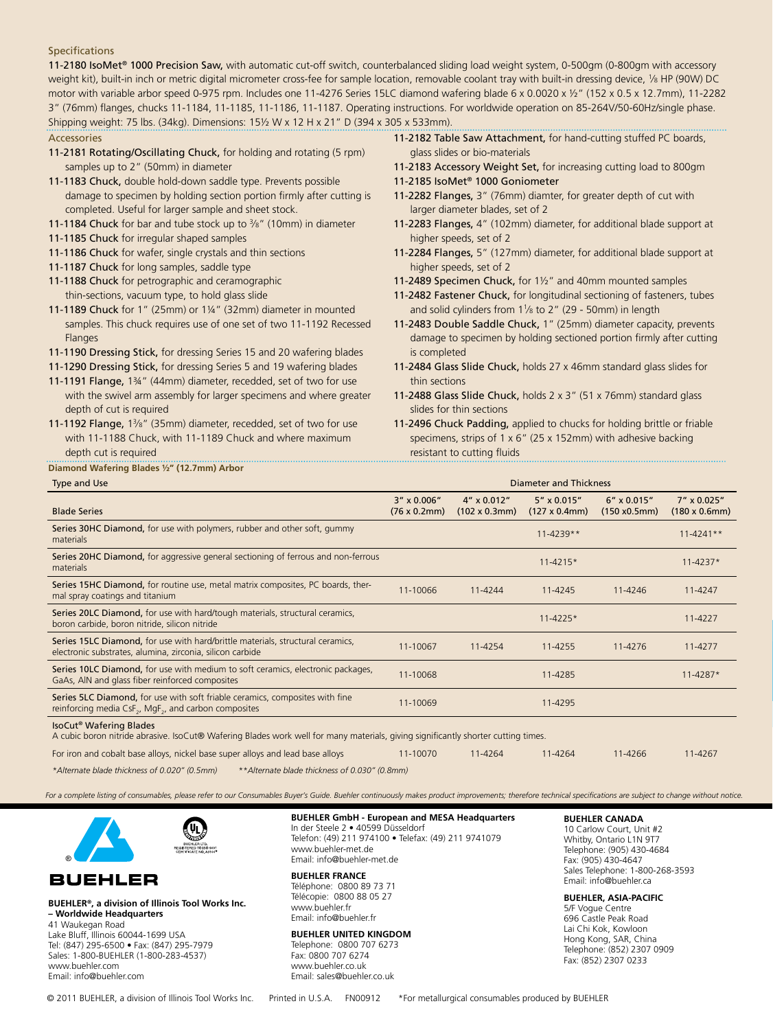## Specifications

**11-2180 IsoMet® 1000 Precision Saw,** with automatic cut-off switch, counterbalanced sliding load weight system, 0-500gm (0-800gm with accessory weight kit), built-in inch or metric digital micrometer cross-fee for sample location, removable coolant tray with built-in dressing device, ⅛ HP (90W) DC motor with variable arbor speed 0-975 rpm. Includes one 11-4276 Series 15LC diamond wafering blade 6 x 0.0020 x ½" (152 x 0.5 x 12.7mm), 11-2282 3" (76mm) flanges, chucks 11-1184, 11-1185, 11-1186, 11-1187. Operating instructions. For worldwide operation on 85-264V/50-60Hz/single phase. Shipping weight: 75 lbs. (34kg). Dimensions: 15½ W x 12 H x 21" D (394 x 305 x 533mm).

## Accessories

- **11-2181 Rotating/Oscillating Chuck,** for holding and rotating (5 rpm) samples up to 2" (50mm) in diameter
- **11-1183 Chuck,** double hold-down saddle type. Prevents possible damage to specimen by holding section portion firmly after cutting is completed. Useful for larger sample and sheet stock.
- **11-1184 Chuck** for bar and tube stock up to ⅜" (10mm) in diameter
- **11-1185 Chuck** for irregular shaped samples
- **11-1186 Chuck** for wafer, single crystals and thin sections
- **11-1187 Chuck** for long samples, saddle type
- **11-1188 Chuck** for petrographic and ceramographic thin-sections, vacuum type, to hold glass slide
- **11-1189 Chuck** for 1" (25mm) or 1¼" (32mm) diameter in mounted samples. This chuck requires use of one set of two 11-1192 Recessed Flanges
- **11-1190 Dressing Stick,** for dressing Series 15 and 20 wafering blades
- **11-1290 Dressing Stick,** for dressing Series 5 and 19 wafering blades
- **11-1191 Flange,** 1¾" (44mm) diameter, recedded, set of two for use with the swivel arm assembly for larger specimens and where greater depth of cut is required
- **11-1192 Flange,** 1⅜" (35mm) diameter, recedded, set of two for use with 11-1188 Chuck, with 11-1189 Chuck and where maximum depth cut is required
- **11-2182 Table Saw Attachment,** for hand-cutting stuffed PC boards, glass slides or bio-materials
- **11-2183 Accessory Weight Set,** for increasing cutting load to 800gm
- **11-2185 IsoMet® 1000 Goniometer**
- **11-2282 Flanges,** 3" (76mm) diamter, for greater depth of cut with larger diameter blades, set of 2
- **11-2283 Flanges,** 4" (102mm) diameter, for additional blade support at higher speeds, set of 2
- **11-2284 Flanges,** 5" (127mm) diameter, for additional blade support at higher speeds, set of 2
- **11-2489 Specimen Chuck,** for 1½" and 40mm mounted samples
- **11-2482 Fastener Chuck,** for longitudinal sectioning of fasteners, tubes and solid cylinders from 1⅛ to 2" (29 - 50mm) in length
- **11-2483 Double Saddle Chuck,** 1" (25mm) diameter capacity, prevents damage to specimen by holding sectioned portion firmly after cutting is completed
- **11-2484 Glass Slide Chuck,** holds 27 x 46mm standard glass slides for thin sections
- **11-2488 Glass Slide Chuck,** holds 2 x 3" (51 x 76mm) standard glass slides for thin sections
- **11-2496 Chuck Padding,** applied to chucks for holding brittle or friable specimens, strips of 1 x 6" (25 x 152mm) with adhesive backing resistant to cutting fluids

## Diamond Wafering Blades ½" (12.7mm) Arbor

| Type and Use | Diameter and Thickness | | | | |
|---|---|---|---|---|---|
| Blade Series | 3" x 0.006" (76 x 0.2mm) | 4" x 0.012" (102 x 0.3mm) | 5" x 0.015" (127 x 0.4mm) | 6" x 0.015" (150 x0.5mm) | 7" x 0.025" (180 x 0.6mm) |
| **Series 30HC Diamond,** for use with polymers, rubber and other soft, gummy materials | | | 11-4239** | | 11-4241** |
| **Series 20HC Diamond,** for aggressive general sectioning of ferrous and non-ferrous materials | | | 11-4215* | | 11-4237* |
| **Series 15HC Diamond,** for routine use, metal matrix composites, PC boards, thermal spray coatings and titanium | 11-10066 | 11-4244 | 11-4245 | 11-4246 | 11-4247 |
| **Series 20LC Diamond,** for use with hard/tough materials, structural ceramics, boron carbide, boron nitride, silicon nitride | | | 11-4225* | | 11-4227 |
| **Series 15LC Diamond,** for use with hard/brittle materials, structural ceramics, electronic substrates, alumina, zirconia, silicon carbide | 11-10067 | 11-4254 | 11-4255 | 11-4276 | 11-4277 |
| **Series 10LC Diamond,** for use with medium to soft ceramics, electronic packages, GaAs, AlN and glass fiber reinforced composites | 11-10068 | | 11-4285 | | 11-4287* |
| **Series 5LC Diamond,** for use with soft friable ceramics, composites with fine reinforcing media $CsF_2$, $MgF_2$, and carbon composites | 11-10069 | | 11-4295 | | |
| **IsoCut® Wafering Blades** A cubic boron nitride abrasive. IsoCut® Wafering Blades work well for many materials, giving significantly shorter cutting times. | | | | | |
| For iron and cobalt base alloys, nickel base super alloys and lead base alloys | 11-10070 | 11-4264 | 11-4264 | 11-4266 | 11-4267 |

*\*Alternate blade thickness of 0.020" (0.5mm)      \*\*Alternate blade thickness of 0.030" (0.8mm)*

*For a complete listing of consumables, please refer to our Consumables Buyer's Guide. Buehler continuously makes product improvements; therefore technical specifications are subject to change without notice.*

BUEHLER

**BUEHLER®, a division of Illinois Tool Works Inc. – Worldwide Headquarters**
41 Waukegan Road
Lake Bluff, Illinois 60044-1699 USA
Tel: (847) 295-6500 • Fax: (847) 295-7979
Sales: 1-800-BUEHLER (1-800-283-4537)
www.buehler.com
Email: info@buehler.com

**BUEHLER GmbH - European and MESA Headquarters**
In der Steele 2 • 40599 Düsseldorf
Telefon: (49) 211 974100 • Telefax: (49) 211 9741079
www.buehler-met.de
Email: info@buehler-met.de

**BUEHLER FRANCE**
Téléphone: 0800 89 73 71
Télécopie: 0800 88 05 27
www.buehler.fr
Email: info@buehler.fr

**BUEHLER UNITED KINGDOM**
Telephone: 0800 707 6273
Fax: 0800 707 6274
www.buehler.co.uk
Email: sales@buehler.co.uk

**BUEHLER CANADA**
10 Carlow Court, Unit #2
Whitby, Ontario L1N 9T7
Telephone: (905) 430-4684
Fax: (905) 430-4647
Sales Telephone: 1-800-268-3593
Email: info@buehler.ca

**BUEHLER, ASIA-PACIFIC**
5/F Vogue Centre
696 Castle Peak Road
Lai Chi Kok, Kowloon
Hong Kong, SAR, China
Telephone: (852) 2307 0909
Fax: (852) 2307 0233

© 2011 BUEHLER, a division of Illinois Tool Works Inc.   Printed in U.S.A.   FN00912   *For metallurgical consumables produced by BUEHLER